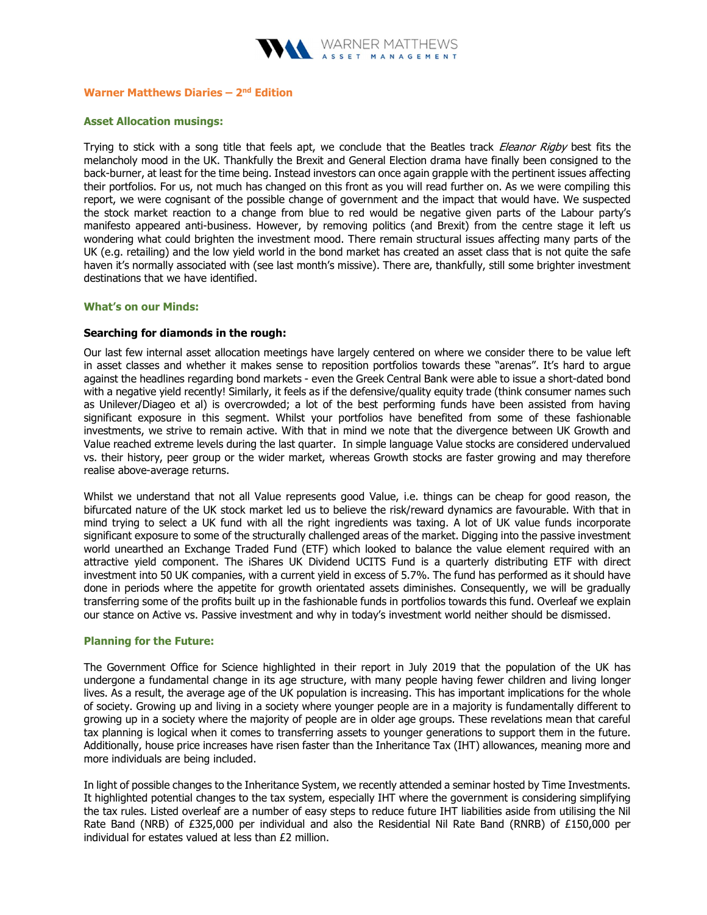# Warner Matthews Diaries – 2nd Edition

## Asset Allocation musings:

Trying to stick with a song title that feels apt, we conclude that the Beatles track *Eleanor Rigby* best fits the melancholy mood in the UK. Thankfully the Brexit and General Election drama have finally been consigned to the back-burner, at least for the time being. Instead investors can once again grapple with the pertinent issues affecting their portfolios. For us, not much has changed on this front as you will read further on. As we were compiling this report, we were cognisant of the possible change of government and the impact that would have. We suspected the stock market reaction to a change from blue to red would be negative given parts of the Labour party's manifesto appeared anti-business. However, by removing politics (and Brexit) from the centre stage it left us wondering what could brighten the investment mood. There remain structural issues affecting many parts of the UK (e.g. retailing) and the low yield world in the bond market has created an asset class that is not quite the safe haven it's normally associated with (see last month's missive). There are, thankfully, still some brighter investment destinations that we have identified.

## What's on our Minds:

### Searching for diamonds in the rough:

Our last few internal asset allocation meetings have largely centered on where we consider there to be value left in asset classes and whether it makes sense to reposition portfolios towards these "arenas". It's hard to argue against the headlines regarding bond markets - even the Greek Central Bank were able to issue a short-dated bond with a negative yield recently! Similarly, it feels as if the defensive/quality equity trade (think consumer names such as Unilever/Diageo et al) is overcrowded; a lot of the best performing funds have been assisted from having significant exposure in this segment. Whilst your portfolios have benefited from some of these fashionable investments, we strive to remain active. With that in mind we note that the divergence between UK Growth and Value reached extreme levels during the last quarter. In simple language Value stocks are considered undervalued vs. their history, peer group or the wider market, whereas Growth stocks are faster growing and may therefore realise above-average returns.

Whilst we understand that not all Value represents good Value, i.e. things can be cheap for good reason, the bifurcated nature of the UK stock market led us to believe the risk/reward dynamics are favourable. With that in mind trying to select a UK fund with all the right ingredients was taxing. A lot of UK value funds incorporate significant exposure to some of the structurally challenged areas of the market. Digging into the passive investment world unearthed an Exchange Traded Fund (ETF) which looked to balance the value element required with an attractive yield component. The iShares UK Dividend UCITS Fund is a quarterly distributing ETF with direct investment into 50 UK companies, with a current yield in excess of 5.7%. The fund has performed as it should have done in periods where the appetite for growth orientated assets diminishes. Consequently, we will be gradually transferring some of the profits built up in the fashionable funds in portfolios towards this fund. Overleaf we explain our stance on Active vs. Passive investment and why in today's investment world neither should be dismissed.

## Planning for the Future:

The Government Office for Science highlighted in their report in July 2019 that the population of the UK has undergone a fundamental change in its age structure, with many people having fewer children and living longer lives. As a result, the average age of the UK population is increasing. This has important implications for the whole of society. Growing up and living in a society where younger people are in a majority is fundamentally different to growing up in a society where the majority of people are in older age groups. These revelations mean that careful tax planning is logical when it comes to transferring assets to younger generations to support them in the future. Additionally, house price increases have risen faster than the Inheritance Tax (IHT) allowances, meaning more and more individuals are being included.

In light of possible changes to the Inheritance System, we recently attended a seminar hosted by Time Investments. It highlighted potential changes to the tax system, especially IHT where the government is considering simplifying the tax rules. Listed overleaf are a number of easy steps to reduce future IHT liabilities aside from utilising the Nil Rate Band (NRB) of £325,000 per individual and also the Residential Nil Rate Band (RNRB) of £150,000 per individual for estates valued at less than £2 million.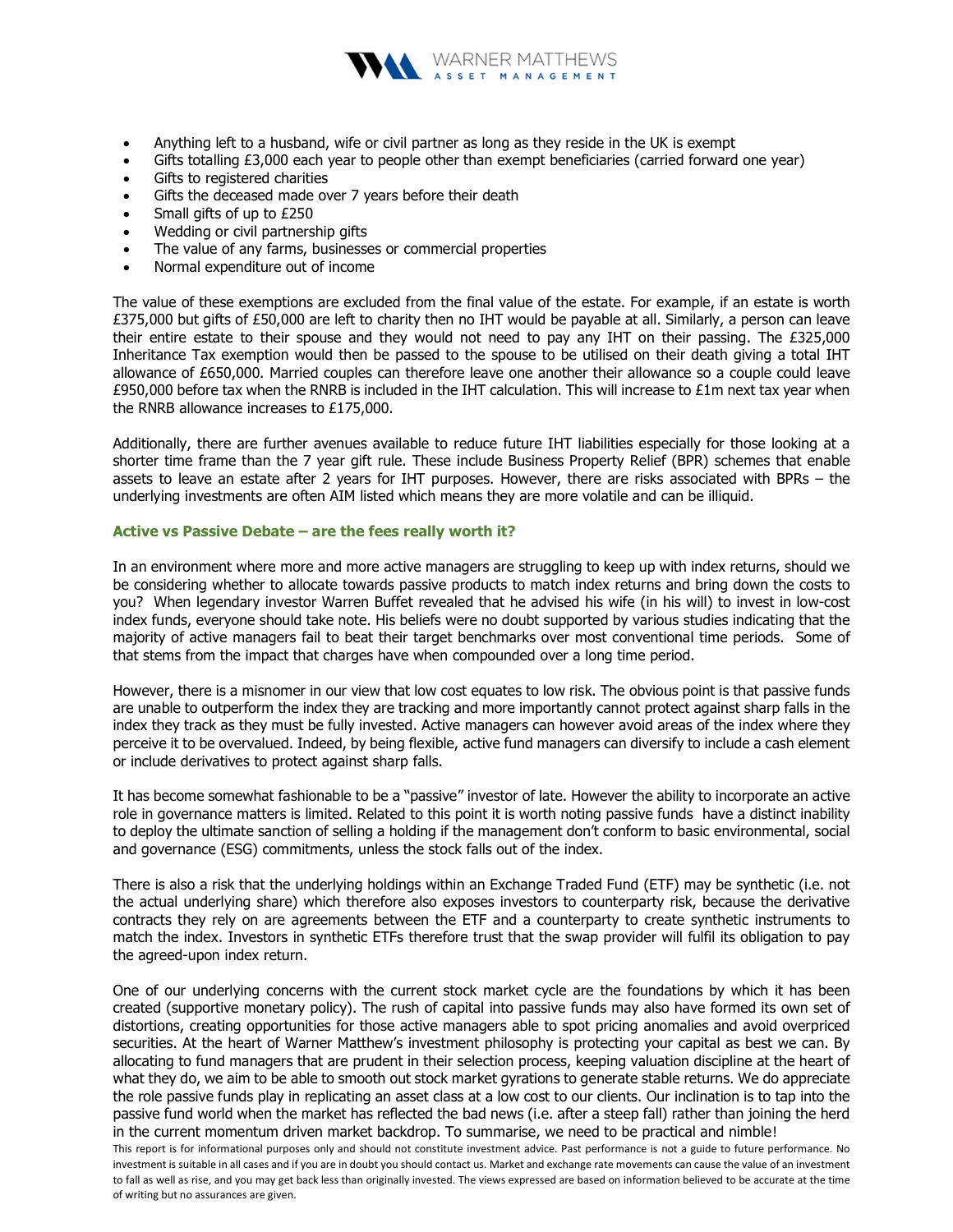- Anything left to a husband, wife or civil partner as long as they reside in the UK is exempt
- Gifts totalling £3,000 each year to people other than exempt beneficiaries (carried forward one year)
- Gifts to registered charities
- Gifts the deceased made over 7 years before their death
- Small gifts of up to £250
- Wedding or civil partnership gifts
- The value of any farms, businesses or commercial properties
- Normal expenditure out of income

The value of these exemptions are excluded from the final value of the estate. For example, if an estate is worth £375,000 but gifts of £50,000 are left to charity then no IHT would be payable at all. Similarly, a person can leave their entire estate to their spouse and they would not need to pay any IHT on their passing. The £325,000 Inheritance Tax exemption would then be passed to the spouse to be utilised on their death giving a total IHT allowance of £650,000. Married couples can therefore leave one another their allowance so a couple could leave £950,000 before tax when the RNRB is included in the IHT calculation. This will increase to £1m next tax year when the RNRB allowance increases to £175,000.

Additionally, there are further avenues available to reduce future IHT liabilities especially for those looking at a shorter time frame than the 7 year gift rule. These include Business Property Relief (BPR) schemes that enable assets to leave an estate after 2 years for IHT purposes. However, there are risks associated with BPRs – the underlying investments are often AIM listed which means they are more volatile and can be illiquid.

### Active vs Passive Debate – are the fees really worth it?

In an environment where more and more active managers are struggling to keep up with index returns, should we be considering whether to allocate towards passive products to match index returns and bring down the costs to you? When legendary investor Warren Buffet revealed that he advised his wife (in his will) to invest in low-cost index funds, everyone should take note. His beliefs were no doubt supported by various studies indicating that the majority of active managers fail to beat their target benchmarks over most conventional time periods. Some of that stems from the impact that charges have when compounded over a long time period.

However, there is a misnomer in our view that low cost equates to low risk. The obvious point is that passive funds are unable to outperform the index they are tracking and more importantly cannot protect against sharp falls in the index they track as they must be fully invested. Active managers can however avoid areas of the index where they perceive it to be overvalued. Indeed, by being flexible, active fund managers can diversify to include a cash element or include derivatives to protect against sharp falls.

It has become somewhat fashionable to be a "passive" investor of late. However the ability to incorporate an active role in governance matters is limited. Related to this point it is worth noting passive funds have a distinct inability to deploy the ultimate sanction of selling a holding if the management don't conform to basic environmental, social and governance (ESG) commitments, unless the stock falls out of the index.

There is also a risk that the underlying holdings within an Exchange Traded Fund (ETF) may be synthetic (i.e. not the actual underlying share) which therefore also exposes investors to counterparty risk, because the derivative contracts they rely on are agreements between the ETF and a counterparty to create synthetic instruments to match the index. Investors in synthetic ETFs therefore trust that the swap provider will fulfil its obligation to pay the agreed-upon index return.

One of our underlying concerns with the current stock market cycle are the foundations by which it has been created (supportive monetary policy). The rush of capital into passive funds may also have formed its own set of distortions, creating opportunities for those active managers able to spot pricing anomalies and avoid overpriced securities. At the heart of Warner Matthew's investment philosophy is protecting your capital as best we can. By allocating to fund managers that are prudent in their selection process, keeping valuation discipline at the heart of what they do, we aim to be able to smooth out stock market gyrations to generate stable returns. We do appreciate the role passive funds play in replicating an asset class at a low cost to our clients. Our inclination is to tap into the passive fund world when the market has reflected the bad news (i.e. after a steep fall) rather than joining the herd in the current momentum driven market backdrop. To summarise, we need to be practical and nimble!

This report is for informational purposes only and should not constitute investment advice. Past performance is not a guide to future performance. No investment is suitable in all cases and if you are in doubt you should contact us. Market and exchange rate movements can cause the value of an investment to fall as well as rise, and you may get back less than originally invested. The views expressed are based on information believed to be accurate at the time of writing but no assurances are given.